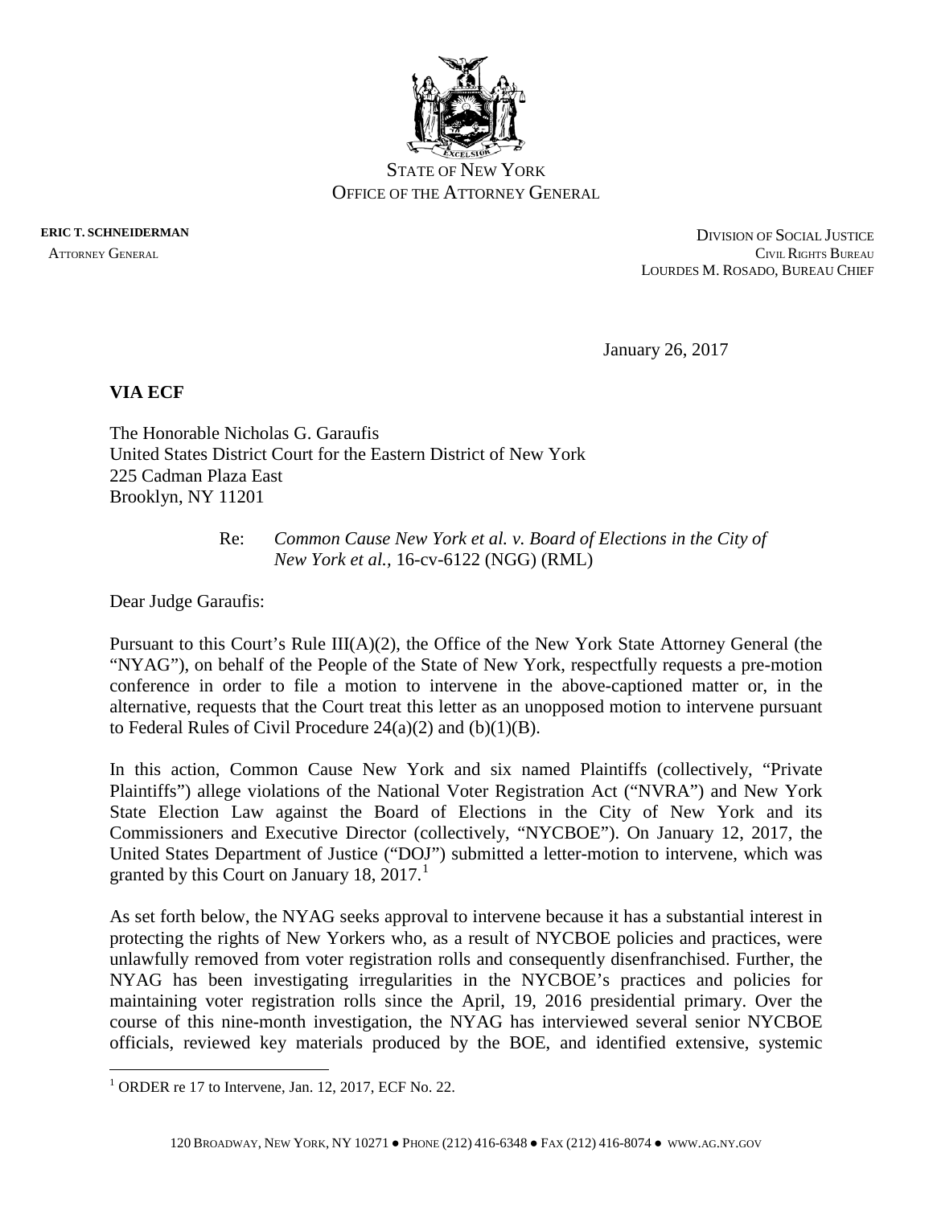STATE OF NEW YORK
OFFICE OF THE ATTORNEY GENERAL

**ERIC T. SCHNEIDERMAN**
ATTORNEY GENERAL

DIVISION OF SOCIAL JUSTICE
CIVIL RIGHTS BUREAU
LOURDES M. ROSADO, BUREAU CHIEF

January 26, 2017

**VIA ECF**

The Honorable Nicholas G. Garaufis
United States District Court for the Eastern District of New York
225 Cadman Plaza East
Brooklyn, NY 11201

Re: *Common Cause New York et al. v. Board of Elections in the City of New York et al.,* 16-cv-6122 (NGG) (RML)

Dear Judge Garaufis:

Pursuant to this Court's Rule III(A)(2), the Office of the New York State Attorney General (the "NYAG"), on behalf of the People of the State of New York, respectfully requests a pre-motion conference in order to file a motion to intervene in the above-captioned matter or, in the alternative, requests that the Court treat this letter as an unopposed motion to intervene pursuant to Federal Rules of Civil Procedure 24(a)(2) and (b)(1)(B).

In this action, Common Cause New York and six named Plaintiffs (collectively, "Private Plaintiffs") allege violations of the National Voter Registration Act ("NVRA") and New York State Election Law against the Board of Elections in the City of New York and its Commissioners and Executive Director (collectively, "NYCBOE"). On January 12, 2017, the United States Department of Justice ("DOJ") submitted a letter-motion to intervene, which was granted by this Court on January 18, 2017.[1]

As set forth below, the NYAG seeks approval to intervene because it has a substantial interest in protecting the rights of New Yorkers who, as a result of NYCBOE policies and practices, were unlawfully removed from voter registration rolls and consequently disenfranchised. Further, the NYAG has been investigating irregularities in the NYCBOE's practices and policies for maintaining voter registration rolls since the April, 19, 2016 presidential primary. Over the course of this nine-month investigation, the NYAG has interviewed several senior NYCBOE officials, reviewed key materials produced by the BOE, and identified extensive, systemic

[1] ORDER re 17 to Intervene, Jan. 12, 2017, ECF No. 22.

120 BROADWAY, NEW YORK, NY 10271 ● PHONE (212) 416-6348 ● FAX (212) 416-8074 ● WWW.AG.NY.GOV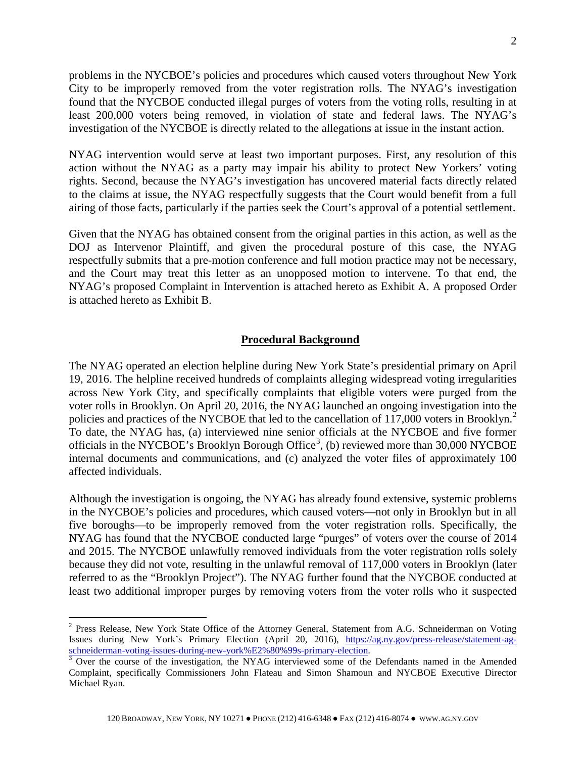problems in the NYCBOE's policies and procedures which caused voters throughout New York City to be improperly removed from the voter registration rolls. The NYAG's investigation found that the NYCBOE conducted illegal purges of voters from the voting rolls, resulting in at least 200,000 voters being removed, in violation of state and federal laws. The NYAG's investigation of the NYCBOE is directly related to the allegations at issue in the instant action.

NYAG intervention would serve at least two important purposes. First, any resolution of this action without the NYAG as a party may impair his ability to protect New Yorkers' voting rights. Second, because the NYAG's investigation has uncovered material facts directly related to the claims at issue, the NYAG respectfully suggests that the Court would benefit from a full airing of those facts, particularly if the parties seek the Court's approval of a potential settlement.

Given that the NYAG has obtained consent from the original parties in this action, as well as the DOJ as Intervenor Plaintiff, and given the procedural posture of this case, the NYAG respectfully submits that a pre-motion conference and full motion practice may not be necessary, and the Court may treat this letter as an unopposed motion to intervene. To that end, the NYAG's proposed Complaint in Intervention is attached hereto as Exhibit A. A proposed Order is attached hereto as Exhibit B.

## **Procedural Background**

The NYAG operated an election helpline during New York State's presidential primary on April 19, 2016. The helpline received hundreds of complaints alleging widespread voting irregularities across New York City, and specifically complaints that eligible voters were purged from the voter rolls in Brooklyn. On April 20, 2016, the NYAG launched an ongoing investigation into the policies and practices of the NYCBOE that led to the cancellation of 117,000 voters in Brooklyn.[2] To date, the NYAG has, (a) interviewed nine senior officials at the NYCBOE and five former officials in the NYCBOE's Brooklyn Borough Office[3], (b) reviewed more than 30,000 NYCBOE internal documents and communications, and (c) analyzed the voter files of approximately 100 affected individuals.

Although the investigation is ongoing, the NYAG has already found extensive, systemic problems in the NYCBOE's policies and procedures, which caused voters—not only in Brooklyn but in all five boroughs—to be improperly removed from the voter registration rolls. Specifically, the NYAG has found that the NYCBOE conducted large "purges" of voters over the course of 2014 and 2015. The NYCBOE unlawfully removed individuals from the voter registration rolls solely because they did not vote, resulting in the unlawful removal of 117,000 voters in Brooklyn (later referred to as the "Brooklyn Project"). The NYAG further found that the NYCBOE conducted at least two additional improper purges by removing voters from the voter rolls who it suspected

---

[2] Press Release, New York State Office of the Attorney General, Statement from A.G. Schneiderman on Voting Issues during New York's Primary Election (April 20, 2016), https://ag.ny.gov/press-release/statement-ag-schneiderman-voting-issues-during-new-york%E2%80%99s-primary-election.

[3] Over the course of the investigation, the NYAG interviewed some of the Defendants named in the Amended Complaint, specifically Commissioners John Flateau and Simon Shamoun and NYCBOE Executive Director Michael Ryan.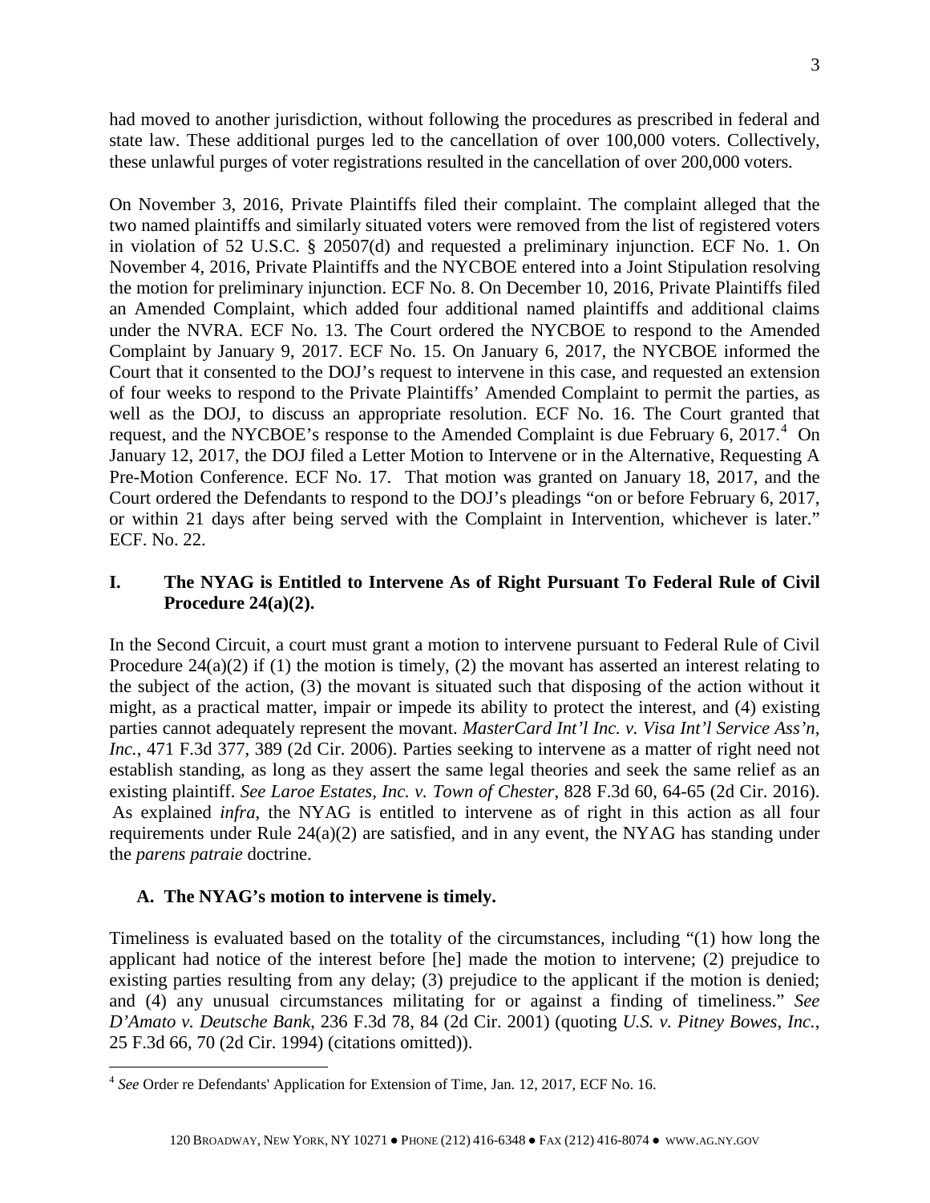had moved to another jurisdiction, without following the procedures as prescribed in federal and state law. These additional purges led to the cancellation of over 100,000 voters. Collectively, these unlawful purges of voter registrations resulted in the cancellation of over 200,000 voters.

On November 3, 2016, Private Plaintiffs filed their complaint. The complaint alleged that the two named plaintiffs and similarly situated voters were removed from the list of registered voters in violation of 52 U.S.C. § 20507(d) and requested a preliminary injunction. ECF No. 1. On November 4, 2016, Private Plaintiffs and the NYCBOE entered into a Joint Stipulation resolving the motion for preliminary injunction. ECF No. 8. On December 10, 2016, Private Plaintiffs filed an Amended Complaint, which added four additional named plaintiffs and additional claims under the NVRA. ECF No. 13. The Court ordered the NYCBOE to respond to the Amended Complaint by January 9, 2017. ECF No. 15. On January 6, 2017, the NYCBOE informed the Court that it consented to the DOJ's request to intervene in this case, and requested an extension of four weeks to respond to the Private Plaintiffs' Amended Complaint to permit the parties, as well as the DOJ, to discuss an appropriate resolution. ECF No. 16. The Court granted that request, and the NYCBOE's response to the Amended Complaint is due February 6, 2017.[4] On January 12, 2017, the DOJ filed a Letter Motion to Intervene or in the Alternative, Requesting A Pre-Motion Conference. ECF No. 17. That motion was granted on January 18, 2017, and the Court ordered the Defendants to respond to the DOJ's pleadings "on or before February 6, 2017, or within 21 days after being served with the Complaint in Intervention, whichever is later." ECF. No. 22.

## I. The NYAG is Entitled to Intervene As of Right Pursuant To Federal Rule of Civil Procedure 24(a)(2).

In the Second Circuit, a court must grant a motion to intervene pursuant to Federal Rule of Civil Procedure 24(a)(2) if (1) the motion is timely, (2) the movant has asserted an interest relating to the subject of the action, (3) the movant is situated such that disposing of the action without it might, as a practical matter, impair or impede its ability to protect the interest, and (4) existing parties cannot adequately represent the movant. *MasterCard Int'l Inc. v. Visa Int'l Service Ass'n, Inc.*, 471 F.3d 377, 389 (2d Cir. 2006). Parties seeking to intervene as a matter of right need not establish standing, as long as they assert the same legal theories and seek the same relief as an existing plaintiff. *See Laroe Estates, Inc. v. Town of Chester*, 828 F.3d 60, 64-65 (2d Cir. 2016). As explained *infra*, the NYAG is entitled to intervene as of right in this action as all four requirements under Rule 24(a)(2) are satisfied, and in any event, the NYAG has standing under the *parens patraie* doctrine.

### A. The NYAG's motion to intervene is timely.

Timeliness is evaluated based on the totality of the circumstances, including "(1) how long the applicant had notice of the interest before [he] made the motion to intervene; (2) prejudice to existing parties resulting from any delay; (3) prejudice to the applicant if the motion is denied; and (4) any unusual circumstances militating for or against a finding of timeliness." *See D'Amato v. Deutsche Bank*, 236 F.3d 78, 84 (2d Cir. 2001) (quoting *U.S. v. Pitney Bowes, Inc.*, 25 F.3d 66, 70 (2d Cir. 1994) (citations omitted)).

[4] *See* Order re Defendants' Application for Extension of Time, Jan. 12, 2017, ECF No. 16.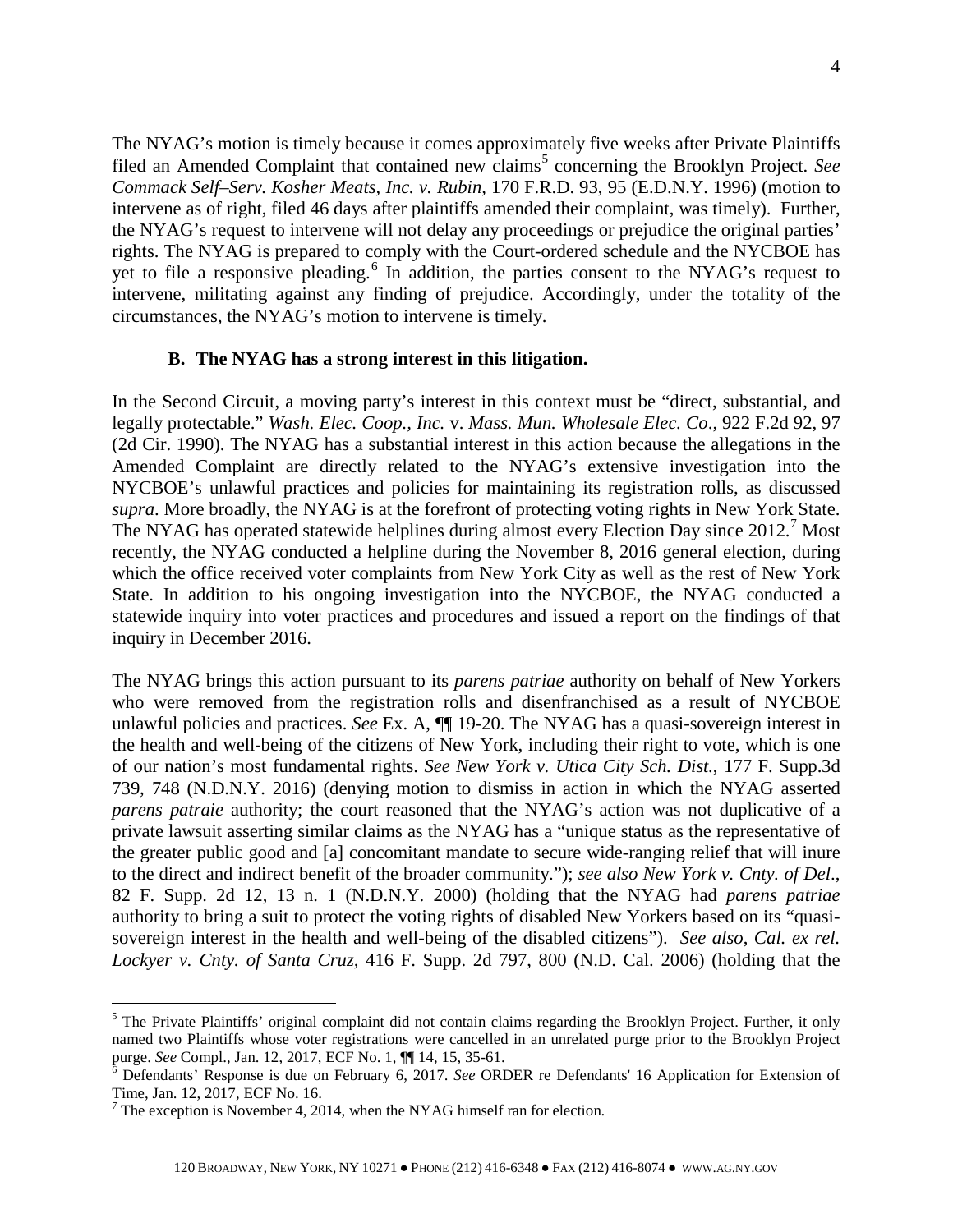The NYAG's motion is timely because it comes approximately five weeks after Private Plaintiffs filed an Amended Complaint that contained new claims[5] concerning the Brooklyn Project. *See Commack Self–Serv. Kosher Meats, Inc. v. Rubin*, 170 F.R.D. 93, 95 (E.D.N.Y. 1996) (motion to intervene as of right, filed 46 days after plaintiffs amended their complaint, was timely). Further, the NYAG's request to intervene will not delay any proceedings or prejudice the original parties' rights. The NYAG is prepared to comply with the Court-ordered schedule and the NYCBOE has yet to file a responsive pleading.[6] In addition, the parties consent to the NYAG's request to intervene, militating against any finding of prejudice. Accordingly, under the totality of the circumstances, the NYAG's motion to intervene is timely.

### B. The NYAG has a strong interest in this litigation.

In the Second Circuit, a moving party's interest in this context must be "direct, substantial, and legally protectable." *Wash. Elec. Coop., Inc.* v. *Mass. Mun. Wholesale Elec. Co*., 922 F.2d 92, 97 (2d Cir. 1990). The NYAG has a substantial interest in this action because the allegations in the Amended Complaint are directly related to the NYAG's extensive investigation into the NYCBOE's unlawful practices and policies for maintaining its registration rolls, as discussed *supra*. More broadly, the NYAG is at the forefront of protecting voting rights in New York State. The NYAG has operated statewide helplines during almost every Election Day since 2012.[7] Most recently, the NYAG conducted a helpline during the November 8, 2016 general election, during which the office received voter complaints from New York City as well as the rest of New York State. In addition to his ongoing investigation into the NYCBOE, the NYAG conducted a statewide inquiry into voter practices and procedures and issued a report on the findings of that inquiry in December 2016.

The NYAG brings this action pursuant to its *parens patriae* authority on behalf of New Yorkers who were removed from the registration rolls and disenfranchised as a result of NYCBOE unlawful policies and practices. *See* Ex. A, ¶¶ 19-20. The NYAG has a quasi-sovereign interest in the health and well-being of the citizens of New York, including their right to vote, which is one of our nation's most fundamental rights. *See New York v. Utica City Sch. Dist.*, 177 F. Supp.3d 739, 748 (N.D.N.Y. 2016) (denying motion to dismiss in action in which the NYAG asserted *parens patrae* authority; the court reasoned that the NYAG's action was not duplicative of a private lawsuit asserting similar claims as the NYAG has a "unique status as the representative of the greater public good and [a] concomitant mandate to secure wide-ranging relief that will inure to the direct and indirect benefit of the broader community."); *see also New York v. Cnty. of Del*., 82 F. Supp. 2d 12, 13 n. 1 (N.D.N.Y. 2000) (holding that the NYAG had *parens patriae* authority to bring a suit to protect the voting rights of disabled New Yorkers based on its "quasi-sovereign interest in the health and well-being of the disabled citizens"). *See also*, *Cal. ex rel. Lockyer v. Cnty. of Santa Cruz*, 416 F. Supp. 2d 797, 800 (N.D. Cal. 2006) (holding that the

---

[5] The Private Plaintiffs' original complaint did not contain claims regarding the Brooklyn Project. Further, it only named two Plaintiffs whose voter registrations were cancelled in an unrelated purge prior to the Brooklyn Project purge. *See* Compl., Jan. 12, 2017, ECF No. 1, ¶¶ 14, 15, 35-61.

[6] Defendants' Response is due on February 6, 2017. *See* ORDER re Defendants' 16 Application for Extension of Time, Jan. 12, 2017, ECF No. 16.

[7] The exception is November 4, 2014, when the NYAG himself ran for election.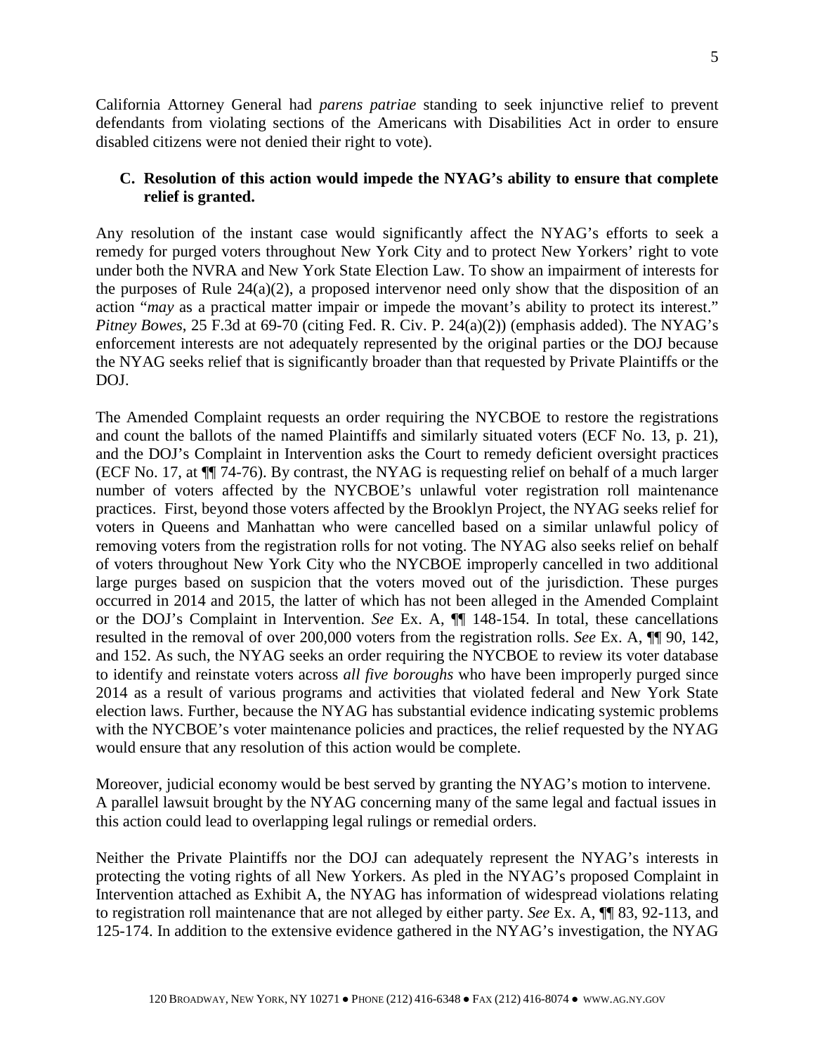California Attorney General had *parens patriae* standing to seek injunctive relief to prevent defendants from violating sections of the Americans with Disabilities Act in order to ensure disabled citizens were not denied their right to vote).

### C. Resolution of this action would impede the NYAG's ability to ensure that complete relief is granted.

Any resolution of the instant case would significantly affect the NYAG's efforts to seek a remedy for purged voters throughout New York City and to protect New Yorkers' right to vote under both the NVRA and New York State Election Law. To show an impairment of interests for the purposes of Rule 24(a)(2), a proposed intervenor need only show that the disposition of an action "*may* as a practical matter impair or impede the movant's ability to protect its interest." *Pitney Bowes*, 25 F.3d at 69-70 (citing Fed. R. Civ. P. 24(a)(2)) (emphasis added). The NYAG's enforcement interests are not adequately represented by the original parties or the DOJ because the NYAG seeks relief that is significantly broader than that requested by Private Plaintiffs or the DOJ.

The Amended Complaint requests an order requiring the NYCBOE to restore the registrations and count the ballots of the named Plaintiffs and similarly situated voters (ECF No. 13, p. 21), and the DOJ's Complaint in Intervention asks the Court to remedy deficient oversight practices (ECF No. 17, at ¶¶ 74-76). By contrast, the NYAG is requesting relief on behalf of a much larger number of voters affected by the NYCBOE's unlawful voter registration roll maintenance practices. First, beyond those voters affected by the Brooklyn Project, the NYAG seeks relief for voters in Queens and Manhattan who were cancelled based on a similar unlawful policy of removing voters from the registration rolls for not voting. The NYAG also seeks relief on behalf of voters throughout New York City who the NYCBOE improperly cancelled in two additional large purges based on suspicion that the voters moved out of the jurisdiction. These purges occurred in 2014 and 2015, the latter of which has not been alleged in the Amended Complaint or the DOJ's Complaint in Intervention. *See* Ex. A, ¶¶ 148-154. In total, these cancellations resulted in the removal of over 200,000 voters from the registration rolls. *See* Ex. A, ¶¶ 90, 142, and 152. As such, the NYAG seeks an order requiring the NYCBOE to review its voter database to identify and reinstate voters across *all five boroughs* who have been improperly purged since 2014 as a result of various programs and activities that violated federal and New York State election laws. Further, because the NYAG has substantial evidence indicating systemic problems with the NYCBOE's voter maintenance policies and practices, the relief requested by the NYAG would ensure that any resolution of this action would be complete.

Moreover, judicial economy would be best served by granting the NYAG's motion to intervene. A parallel lawsuit brought by the NYAG concerning many of the same legal and factual issues in this action could lead to overlapping legal rulings or remedial orders.

Neither the Private Plaintiffs nor the DOJ can adequately represent the NYAG's interests in protecting the voting rights of all New Yorkers. As pled in the NYAG's proposed Complaint in Intervention attached as Exhibit A, the NYAG has information of widespread violations relating to registration roll maintenance that are not alleged by either party. *See* Ex. A, ¶¶ 83, 92-113, and 125-174. In addition to the extensive evidence gathered in the NYAG's investigation, the NYAG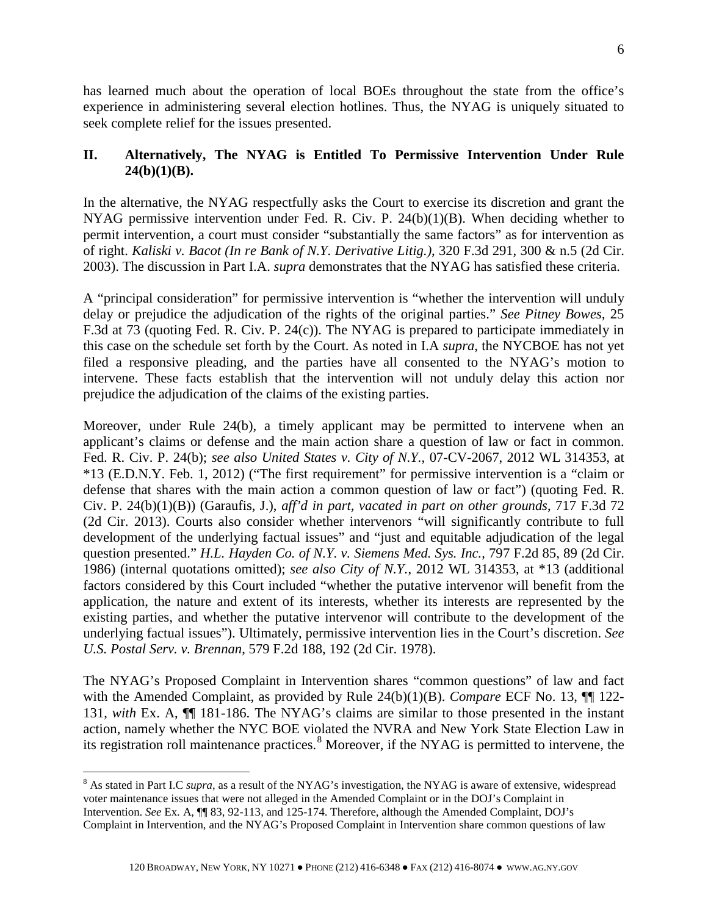has learned much about the operation of local BOEs throughout the state from the office's experience in administering several election hotlines. Thus, the NYAG is uniquely situated to seek complete relief for the issues presented.

## II. Alternatively, The NYAG is Entitled To Permissive Intervention Under Rule 24(b)(1)(B).

In the alternative, the NYAG respectfully asks the Court to exercise its discretion and grant the NYAG permissive intervention under Fed. R. Civ. P. 24(b)(1)(B). When deciding whether to permit intervention, a court must consider "substantially the same factors" as for intervention as of right. *Kaliski v. Bacot (In re Bank of N.Y. Derivative Litig.)*, 320 F.3d 291, 300 & n.5 (2d Cir. 2003). The discussion in Part I.A. *supra* demonstrates that the NYAG has satisfied these criteria.

A "principal consideration" for permissive intervention is "whether the intervention will unduly delay or prejudice the adjudication of the rights of the original parties." *See Pitney Bowes*, 25 F.3d at 73 (quoting Fed. R. Civ. P. 24(c)). The NYAG is prepared to participate immediately in this case on the schedule set forth by the Court. As noted in I.A *supra*, the NYCBOE has not yet filed a responsive pleading, and the parties have all consented to the NYAG's motion to intervene. These facts establish that the intervention will not unduly delay this action nor prejudice the adjudication of the claims of the existing parties.

Moreover, under Rule 24(b), a timely applicant may be permitted to intervene when an applicant's claims or defense and the main action share a question of law or fact in common. Fed. R. Civ. P. 24(b); *see also United States v. City of N.Y.*, 07-CV-2067, 2012 WL 314353, at *13 (E.D.N.Y. Feb. 1, 2012) ("The first requirement" for permissive intervention is a "claim or defense that shares with the main action a common question of law or fact") (quoting Fed. R. Civ. P. 24(b)(1)(B)) (Garaufis, J.), *aff'd in part, vacated in part on other grounds*, 717 F.3d 72 (2d Cir. 2013). Courts also consider whether intervenors "will significantly contribute to full development of the underlying factual issues" and "just and equitable adjudication of the legal question presented." *H.L. Hayden Co. of N.Y. v. Siemens Med. Sys. Inc.*, 797 F.2d 85, 89 (2d Cir. 1986) (internal quotations omitted); *see also City of N.Y.*, 2012 WL 314353, at *13 (additional factors considered by this Court included "whether the putative intervenor will benefit from the application, the nature and extent of its interests, whether its interests are represented by the existing parties, and whether the putative intervenor will contribute to the development of the underlying factual issues"). Ultimately, permissive intervention lies in the Court's discretion. *See U.S. Postal Serv. v. Brennan*, 579 F.2d 188, 192 (2d Cir. 1978).

The NYAG's Proposed Complaint in Intervention shares "common questions" of law and fact with the Amended Complaint, as provided by Rule 24(b)(1)(B). *Compare* ECF No. 13, ¶¶ 122-131, *with* Ex. A, ¶¶ 181-186. The NYAG's claims are similar to those presented in the instant action, namely whether the NYC BOE violated the NVRA and New York State Election Law in its registration roll maintenance practices.[8] Moreover, if the NYAG is permitted to intervene, the

[8] As stated in Part I.C *supra*, as a result of the NYAG's investigation, the NYAG is aware of extensive, widespread voter maintenance issues that were not alleged in the Amended Complaint or in the DOJ's Complaint in Intervention. *See* Ex. A, ¶¶ 83, 92-113, and 125-174. Therefore, although the Amended Complaint, DOJ's Complaint in Intervention, and the NYAG's Proposed Complaint in Intervention share common questions of law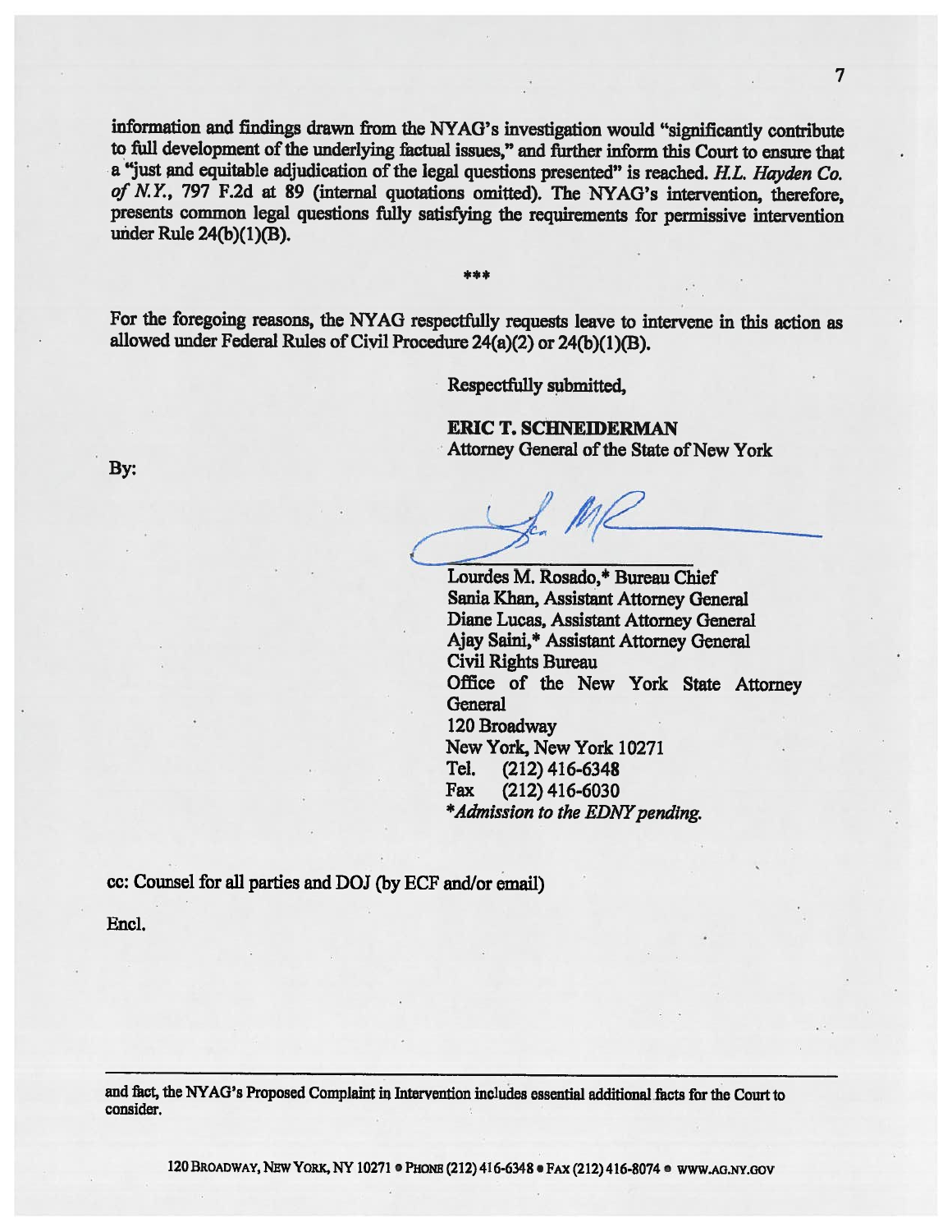information and findings drawn from the NYAG's investigation would "significantly contribute to full development of the underlying factual issues," and further inform this Court to ensure that a "just and equitable adjudication of the legal questions presented" is reached. *H.L. Hayden Co. of N.Y.*, 797 F.2d at 89 (internal quotations omitted). The NYAG's intervention, therefore, presents common legal questions fully satisfying the requirements for permissive intervention under Rule 24(b)(1)(B).

***

For the foregoing reasons, the NYAG respectfully requests leave to intervene in this action as allowed under Federal Rules of Civil Procedure 24(a)(2) or 24(b)(1)(B).

Respectfully submitted,

**ERIC T. SCHNEIDERMAN**
Attorney General of the State of New York

By:

Lourdes M. Rosado,* Bureau Chief
Sania Khan, Assistant Attorney General
Diane Lucas, Assistant Attorney General
Ajay Saini,* Assistant Attorney General
Civil Rights Bureau
Office of the New York State Attorney General
120 Broadway
New York, New York 10271
Tel. (212) 416-6348
Fax (212) 416-6030
*\*Admission to the EDNY pending.*

cc: Counsel for all parties and DOJ (by ECF and/or email)

Encl.

---

and fact, the NYAG's Proposed Complaint in Intervention includes essential additional facts for the Court to consider.